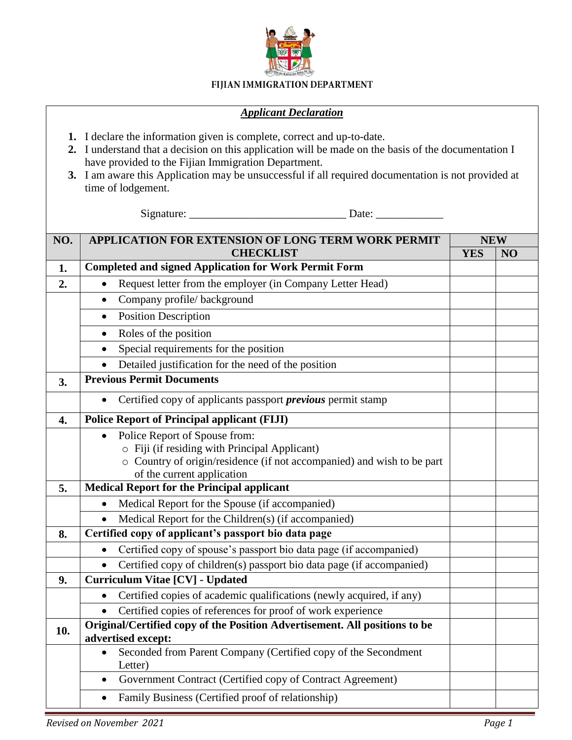**FIJIAN IMMIGRATION DEPARTMENT**

***Applicant Declaration***

1. I declare the information given is complete, correct and up-to-date.
2. I understand that a decision on this application will be made on the basis of the documentation I have provided to the Fijian Immigration Department.
3. I am aware this Application may be unsuccessful if all required documentation is not provided at time of lodgement.

Signature: ___________________________ Date: ____________

| NO. | APPLICATION FOR EXTENSION OF LONG TERM WORK PERMIT CHECKLIST | NEW | |
|---|---|---|---|
| | | YES | NO |
| 1. | **Completed and signed Application for Work Permit Form** | | |
| 2. | • Request letter from the employer (in Company Letter Head) | | |
| | • Company profile/ background | | |
| | • Position Description | | |
| | • Roles of the position | | |
| | • Special requirements for the position | | |
| | • Detailed justification for the need of the position | | |
| 3. | **Previous Permit Documents** | | |
| | • Certified copy of applicants passport ***previous*** permit stamp | | |
| 4. | **Police Report of Principal applicant (FIJI)** | | |
| | • Police Report of Spouse from:<br>○ Fiji (if residing with Principal Applicant)<br>○ Country of origin/residence (if not accompanied) and wish to be part of the current application | | |
| 5. | **Medical Report for the Principal applicant** | | |
| | • Medical Report for the Spouse (if accompanied) | | |
| | • Medical Report for the Children(s) (if accompanied) | | |
| 8. | **Certified copy of applicant's passport bio data page** | | |
| | • Certified copy of spouse's passport bio data page (if accompanied) | | |
| | • Certified copy of children(s) passport bio data page (if accompanied) | | |
| 9. | **Curriculum Vitae [CV] - Updated** | | |
| | • Certified copies of academic qualifications (newly acquired, if any) | | |
| | • Certified copies of references for proof of work experience | | |
| 10. | **Original/Certified copy of the Position Advertisement. All positions to be advertised except:** | | |
| | • Seconded from Parent Company (Certified copy of the Secondment Letter) | | |
| | • Government Contract (Certified copy of Contract Agreement) | | |
| | • Family Business (Certified proof of relationship) | | |

*Revised on November 2021*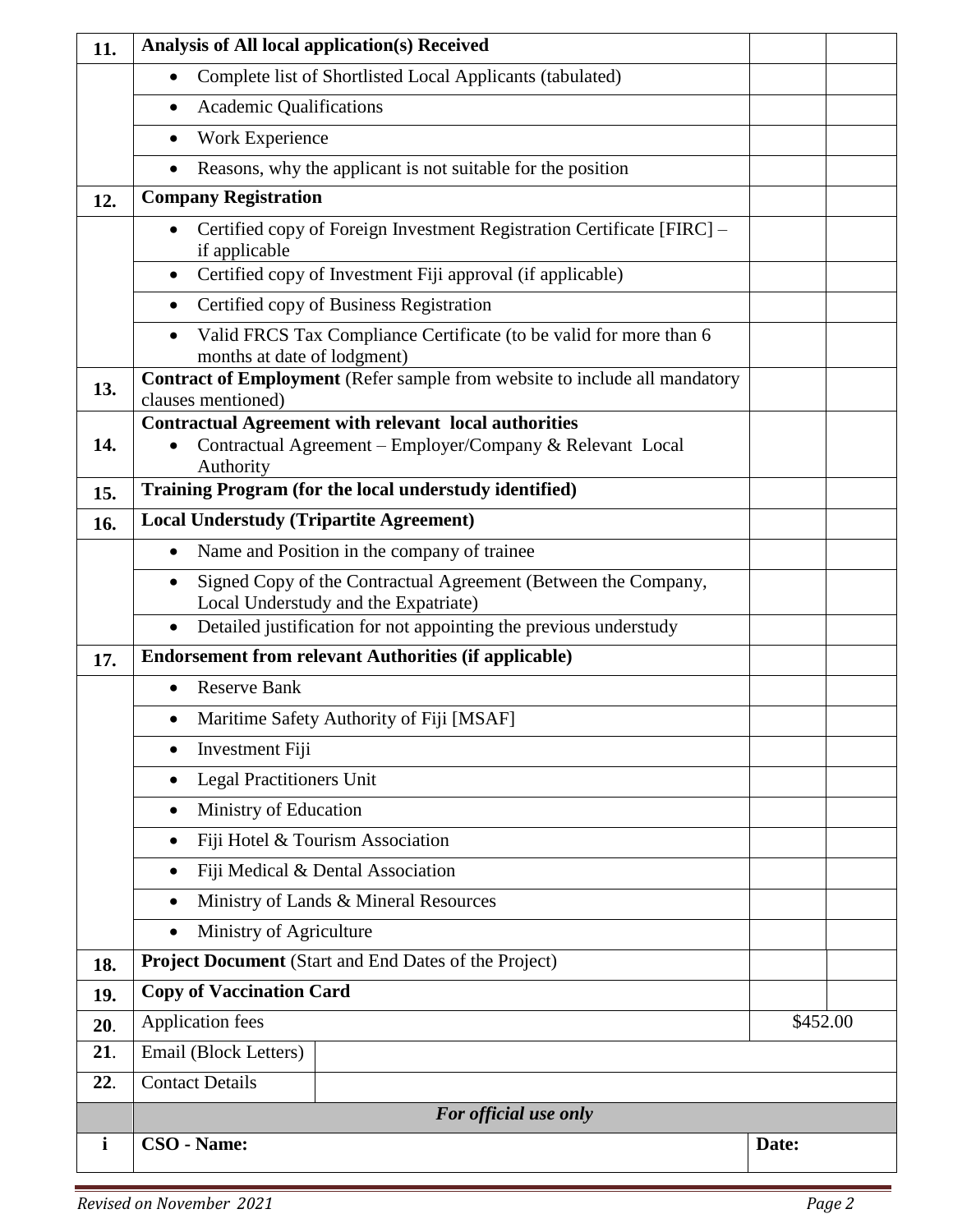| | | | |
|---|---|---|---|
| **11.** | **Analysis of All local application(s) Received** | | |
| | • Complete list of Shortlisted Local Applicants (tabulated) | | |
| | • Academic Qualifications | | |
| | • Work Experience | | |
| | • Reasons, why the applicant is not suitable for the position | | |
| **12.** | **Company Registration** | | |
| | • Certified copy of Foreign Investment Registration Certificate [FIRC] – if applicable | | |
| | • Certified copy of Investment Fiji approval (if applicable) | | |
| | • Certified copy of Business Registration | | |
| | • Valid FRCS Tax Compliance Certificate (to be valid for more than 6 months at date of lodgment) | | |
| **13.** | **Contract of Employment** (Refer sample from website to include all mandatory clauses mentioned) | | |
| **14.** | **Contractual Agreement with relevant local authorities** • Contractual Agreement – Employer/Company & Relevant Local Authority | | |
| **15.** | **Training Program (for the local understudy identified)** | | |
| **16.** | **Local Understudy (Tripartite Agreement)** | | |
| | • Name and Position in the company of trainee | | |
| | • Signed Copy of the Contractual Agreement (Between the Company, Local Understudy and the Expatriate) | | |
| | • Detailed justification for not appointing the previous understudy | | |
| **17.** | **Endorsement from relevant Authorities (if applicable)** | | |
| | • Reserve Bank | | |
| | • Maritime Safety Authority of Fiji [MSAF] | | |
| | • Investment Fiji | | |
| | • Legal Practitioners Unit | | |
| | • Ministry of Education | | |
| | • Fiji Hotel & Tourism Association | | |
| | • Fiji Medical & Dental Association | | |
| | • Ministry of Lands & Mineral Resources | | |
| | • Ministry of Agriculture | | |
| **18.** | **Project Document** (Start and End Dates of the Project) | | |
| **19.** | **Copy of Vaccination Card** | | |
| **20.** | Application fees | $452.00 | |
| **21.** | Email (Block Letters) | | |
| **22.** | Contact Details | | |
| | ***For official use only*** | | |
| **i** | **CSO - Name:** | **Date:** | |

*Revised on November 2021*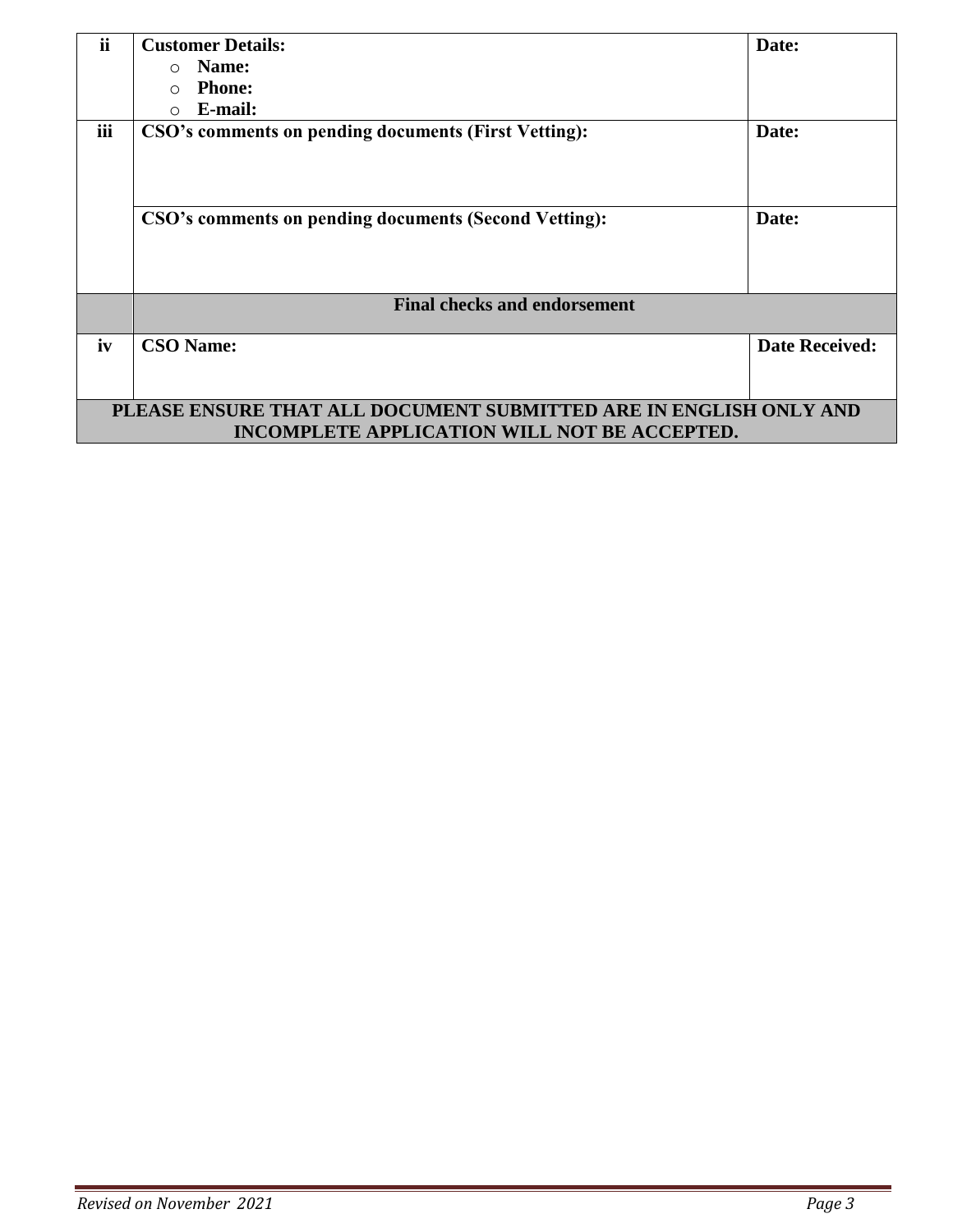| | | |
|---|---|---|
| **ii** | **Customer Details:**<br>○ **Name:**<br>○ **Phone:**<br>○ **E-mail:** | **Date:** |
| **iii** | **CSO's comments on pending documents (First Vetting):** | **Date:** |
| | **CSO's comments on pending documents (Second Vetting):** | **Date:** |
| | **Final checks and endorsement** | |
| **iv** | **CSO Name:** | **Date Received:** |
| **PLEASE ENSURE THAT ALL DOCUMENT SUBMITTED ARE IN ENGLISH ONLY AND INCOMPLETE APPLICATION WILL NOT BE ACCEPTED.** | | |

*Revised on November 2021*